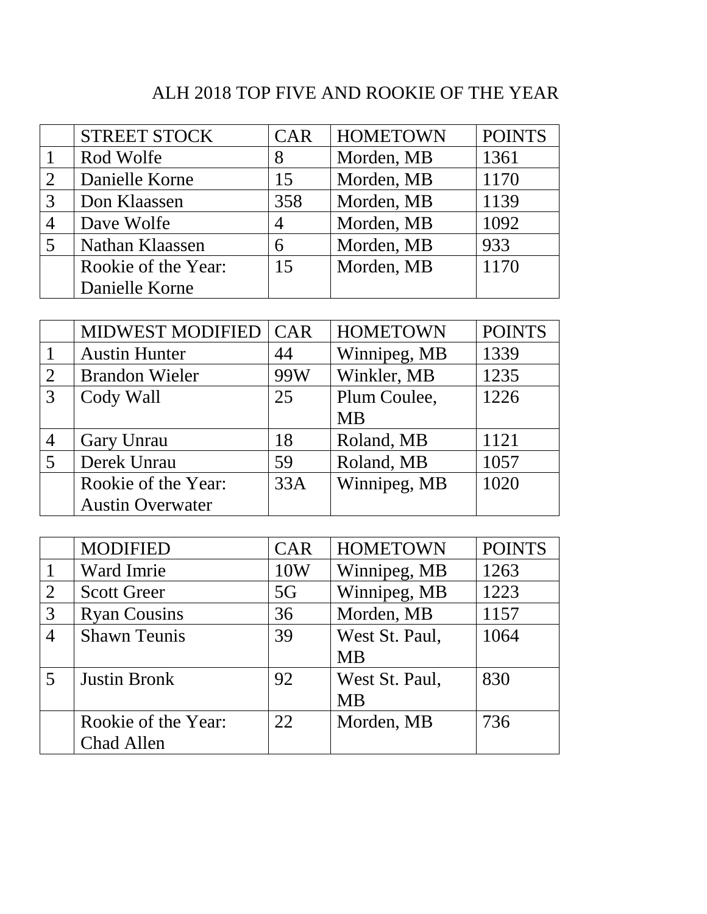# ALH 2018 TOP FIVE AND ROOKIE OF THE YEAR

| | STREET STOCK | CAR | HOMETOWN | POINTS |
|---|---|---|---|---|
| 1 | Rod Wolfe | 8 | Morden, MB | 1361 |
| 2 | Danielle Korne | 15 | Morden, MB | 1170 |
| 3 | Don Klaassen | 358 | Morden, MB | 1139 |
| 4 | Dave Wolfe | 4 | Morden, MB | 1092 |
| 5 | Nathan Klaassen | 6 | Morden, MB | 933 |
| | Rookie of the Year: Danielle Korne | 15 | Morden, MB | 1170 |

| | MIDWEST MODIFIED | CAR | HOMETOWN | POINTS |
|---|---|---|---|---|
| 1 | Austin Hunter | 44 | Winnipeg, MB | 1339 |
| 2 | Brandon Wieler | 99W | Winkler, MB | 1235 |
| 3 | Cody Wall | 25 | Plum Coulee, MB | 1226 |
| 4 | Gary Unrau | 18 | Roland, MB | 1121 |
| 5 | Derek Unrau | 59 | Roland, MB | 1057 |
| | Rookie of the Year: Austin Overwater | 33A | Winnipeg, MB | 1020 |

| | MODIFIED | CAR | HOMETOWN | POINTS |
|---|---|---|---|---|
| 1 | Ward Imrie | 10W | Winnipeg, MB | 1263 |
| 2 | Scott Greer | 5G | Winnipeg, MB | 1223 |
| 3 | Ryan Cousins | 36 | Morden, MB | 1157 |
| 4 | Shawn Teunis | 39 | West St. Paul, MB | 1064 |
| 5 | Justin Bronk | 92 | West St. Paul, MB | 830 |
| | Rookie of the Year: Chad Allen | 22 | Morden, MB | 736 |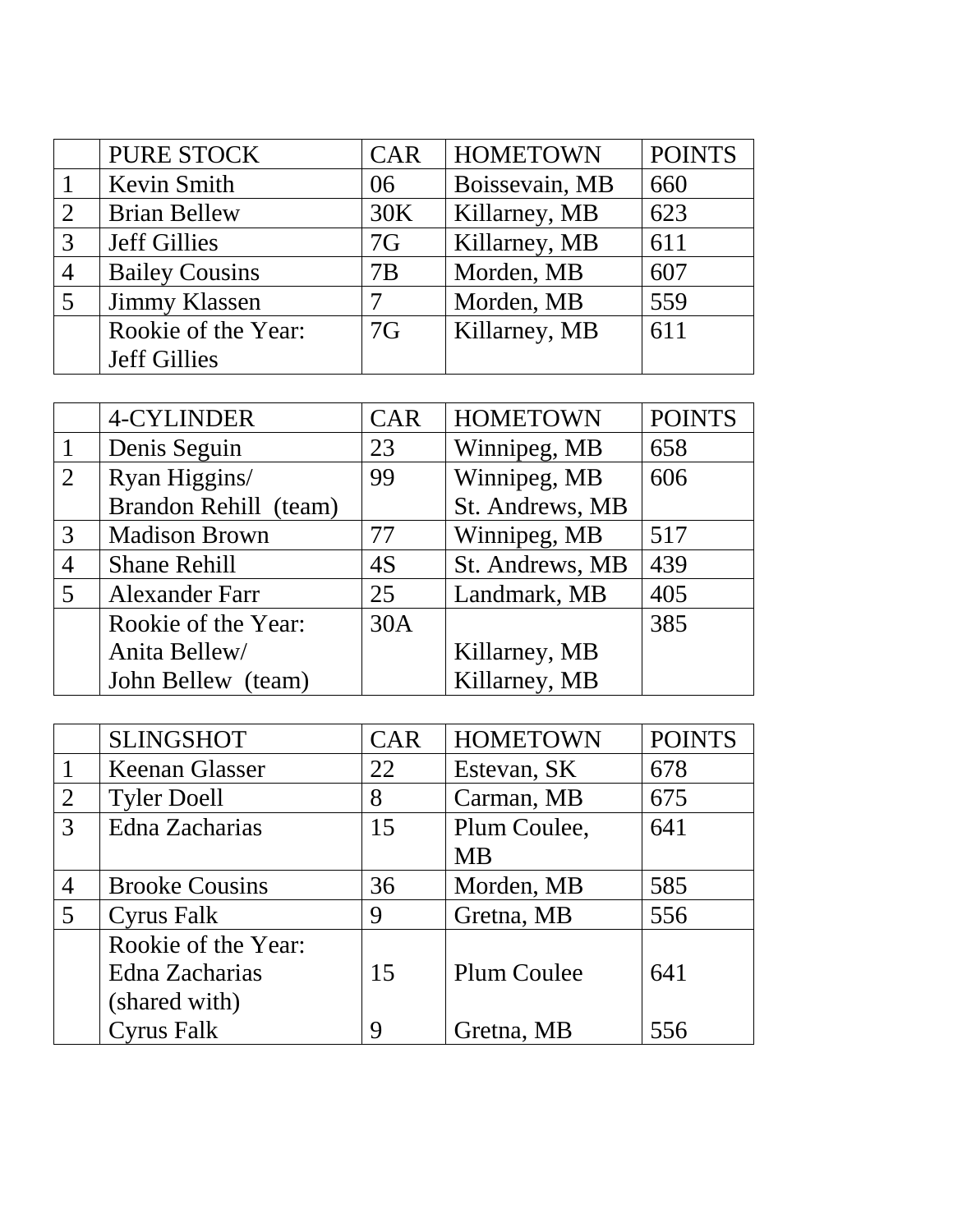| | PURE STOCK | CAR | HOMETOWN | POINTS |
|---|---|---|---|---|
| 1 | Kevin Smith | 06 | Boissevain, MB | 660 |
| 2 | Brian Bellew | 30K | Killarney, MB | 623 |
| 3 | Jeff Gillies | 7G | Killarney, MB | 611 |
| 4 | Bailey Cousins | 7B | Morden, MB | 607 |
| 5 | Jimmy Klassen | 7 | Morden, MB | 559 |
| | Rookie of the Year: Jeff Gillies | 7G | Killarney, MB | 611 |

| | 4-CYLINDER | CAR | HOMETOWN | POINTS |
|---|---|---|---|---|
| 1 | Denis Seguin | 23 | Winnipeg, MB | 658 |
| 2 | Ryan Higgins/ Brandon Rehill (team) | 99 | Winnipeg, MB St. Andrews, MB | 606 |
| 3 | Madison Brown | 77 | Winnipeg, MB | 517 |
| 4 | Shane Rehill | 4S | St. Andrews, MB | 439 |
| 5 | Alexander Farr | 25 | Landmark, MB | 405 |
| | Rookie of the Year: Anita Bellew/ John Bellew (team) | 30A | Killarney, MB Killarney, MB | 385 |

| | SLINGSHOT | CAR | HOMETOWN | POINTS |
|---|---|---|---|---|
| 1 | Keenan Glasser | 22 | Estevan, SK | 678 |
| 2 | Tyler Doell | 8 | Carman, MB | 675 |
| 3 | Edna Zacharias | 15 | Plum Coulee, MB | 641 |
| 4 | Brooke Cousins | 36 | Morden, MB | 585 |
| 5 | Cyrus Falk | 9 | Gretna, MB | 556 |
| | Rookie of the Year: Edna Zacharias (shared with) Cyrus Falk | 15 9 | Plum Coulee Gretna, MB | 641 556 |